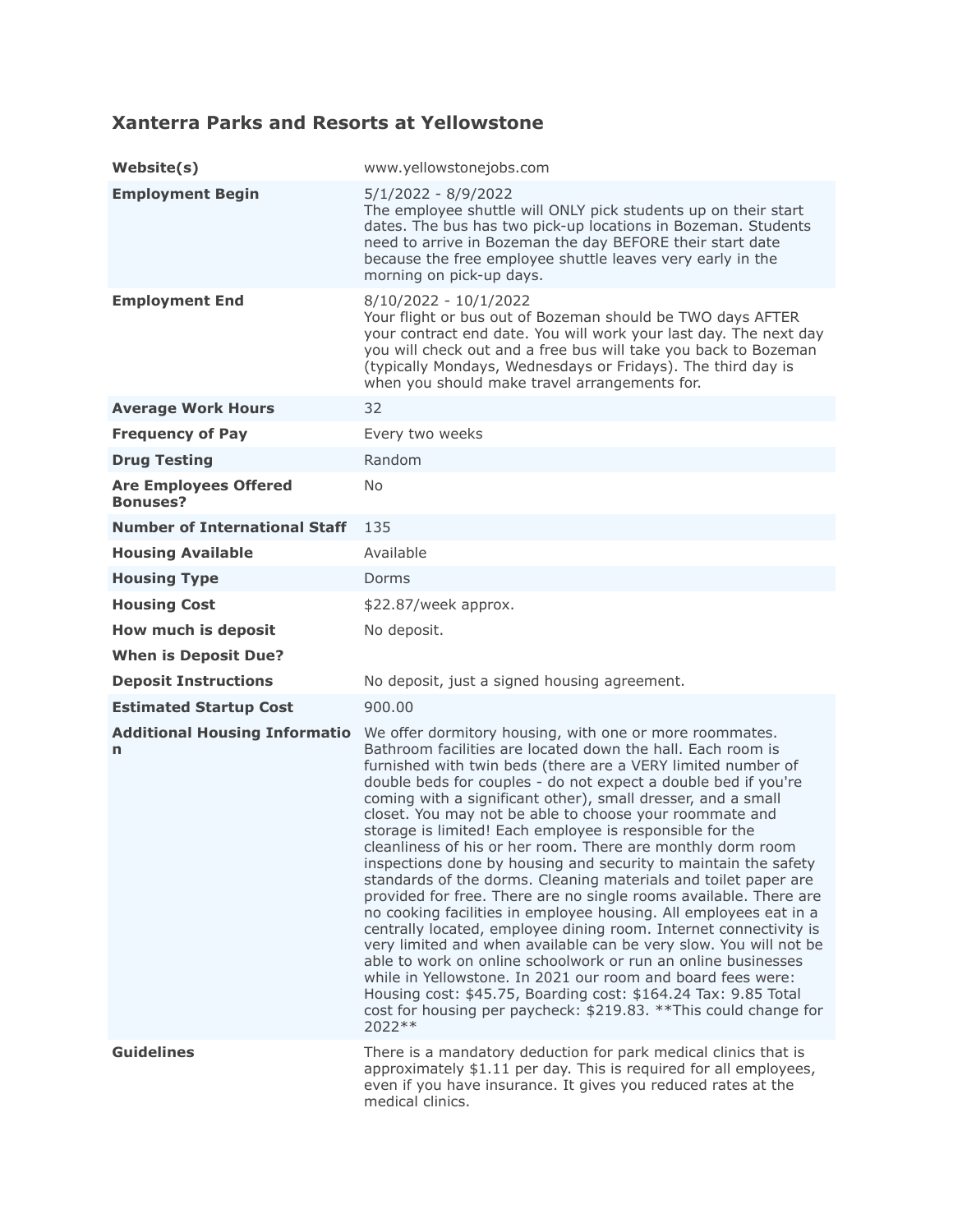## Xanterra Parks and Resorts at Yellowstone

| | |
|---|---|
| **Website(s)** | www.yellowstonejobs.com |
| **Employment Begin** | 5/1/2022 - 8/9/2022<br>The employee shuttle will ONLY pick students up on their start dates. The bus has two pick-up locations in Bozeman. Students need to arrive in Bozeman the day BEFORE their start date because the free employee shuttle leaves very early in the morning on pick-up days. |
| **Employment End** | 8/10/2022 - 10/1/2022<br>Your flight or bus out of Bozeman should be TWO days AFTER your contract end date. You will work your last day. The next day you will check out and a free bus will take you back to Bozeman (typically Mondays, Wednesdays or Fridays). The third day is when you should make travel arrangements for. |
| **Average Work Hours** | 32 |
| **Frequency of Pay** | Every two weeks |
| **Drug Testing** | Random |
| **Are Employees Offered Bonuses?** | No |
| **Number of International Staff** | 135 |
| **Housing Available** | Available |
| **Housing Type** | Dorms |
| **Housing Cost** | $22.87/week approx. |
| **How much is deposit** | No deposit. |
| **When is Deposit Due?** | |
| **Deposit Instructions** | No deposit, just a signed housing agreement. |
| **Estimated Startup Cost** | 900.00 |
| **Additional Housing Information** | We offer dormitory housing, with one or more roommates. Bathroom facilities are located down the hall. Each room is furnished with twin beds (there are a VERY limited number of double beds for couples - do not expect a double bed if you're coming with a significant other), small dresser, and a small closet. You may not be able to choose your roommate and storage is limited! Each employee is responsible for the cleanliness of his or her room. There are monthly dorm room inspections done by housing and security to maintain the safety standards of the dorms. Cleaning materials and toilet paper are provided for free. There are no single rooms available. There are no cooking facilities in employee housing. All employees eat in a centrally located, employee dining room. Internet connectivity is very limited and when available can be very slow. You will not be able to work on online schoolwork or run an online businesses while in Yellowstone. In 2021 our room and board fees were: Housing cost: $45.75, Boarding cost: $164.24 Tax: 9.85 Total cost for housing per paycheck: $219.83. **This could change for 2022** |
| **Guidelines** | There is a mandatory deduction for park medical clinics that is approximately $1.11 per day. This is required for all employees, even if you have insurance. It gives you reduced rates at the medical clinics. |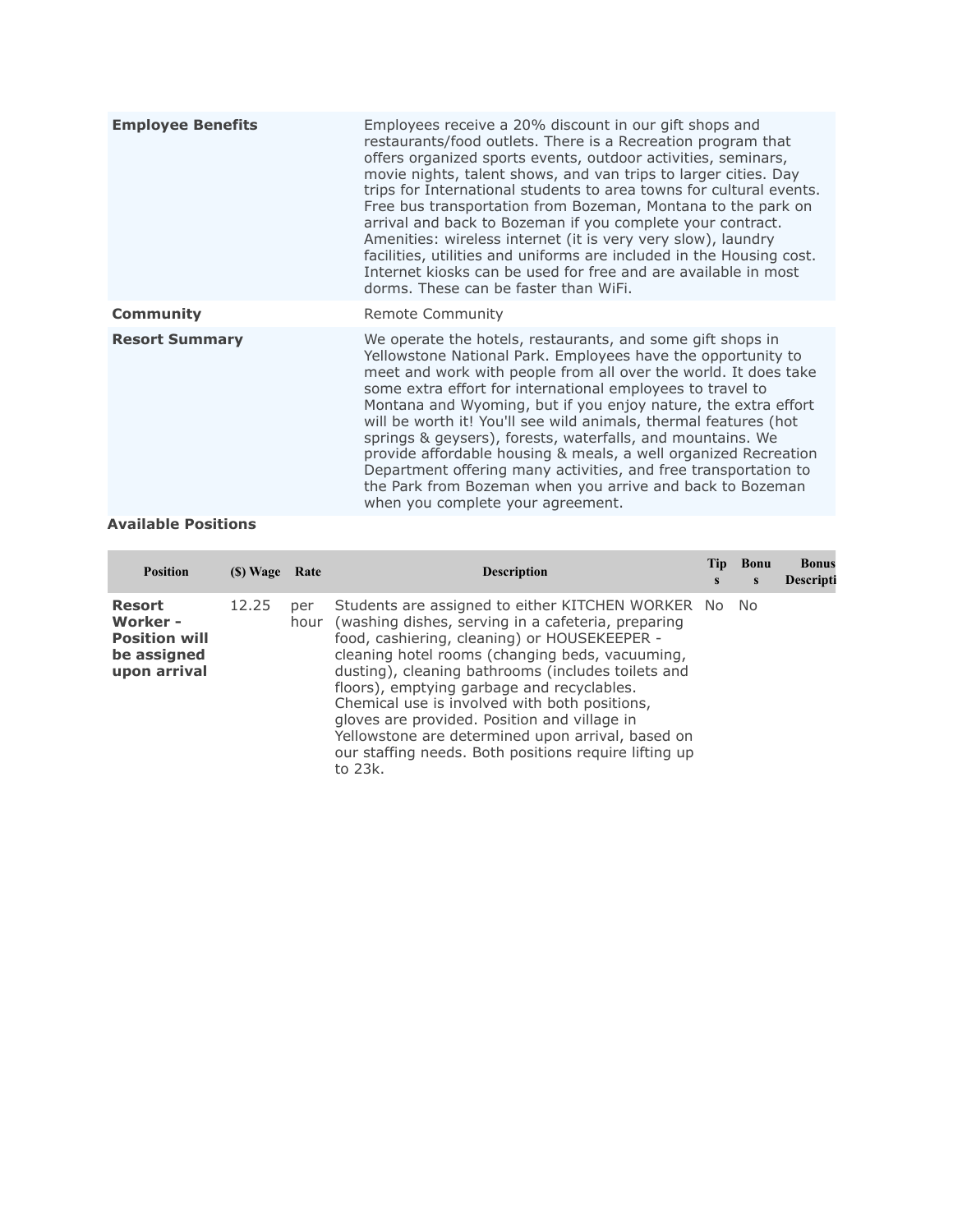| | |
|---|---|
| **Employee Benefits** | Employees receive a 20% discount in our gift shops and restaurants/food outlets. There is a Recreation program that offers organized sports events, outdoor activities, seminars, movie nights, talent shows, and van trips to larger cities. Day trips for International students to area towns for cultural events. Free bus transportation from Bozeman, Montana to the park on arrival and back to Bozeman if you complete your contract. Amenities: wireless internet (it is very very slow), laundry facilities, utilities and uniforms are included in the Housing cost. Internet kiosks can be used for free and are available in most dorms. These can be faster than WiFi. |
| **Community** | Remote Community |
| **Resort Summary** | We operate the hotels, restaurants, and some gift shops in Yellowstone National Park. Employees have the opportunity to meet and work with people from all over the world. It does take some extra effort for international employees to travel to Montana and Wyoming, but if you enjoy nature, the extra effort will be worth it! You'll see wild animals, thermal features (hot springs & geysers), forests, waterfalls, and mountains. We provide affordable housing & meals, a well organized Recreation Department offering many activities, and free transportation to the Park from Bozeman when you arrive and back to Bozeman when you complete your agreement. |

**Available Positions**

| Position | ($) Wage | Rate | Description | Tips | Bonus | Bonus Descripti |
|---|---|---|---|---|---|---|
| **Resort Worker - Position will be assigned upon arrival** | 12.25 | per hour | Students are assigned to either KITCHEN WORKER (washing dishes, serving in a cafeteria, preparing food, cashiering, cleaning) or HOUSEKEEPER - cleaning hotel rooms (changing beds, vacuuming, dusting), cleaning bathrooms (includes toilets and floors), emptying garbage and recyclables. Chemical use is involved with both positions, gloves are provided. Position and village in Yellowstone are determined upon arrival, based on our staffing needs. Both positions require lifting up to 23k. | No | No | |